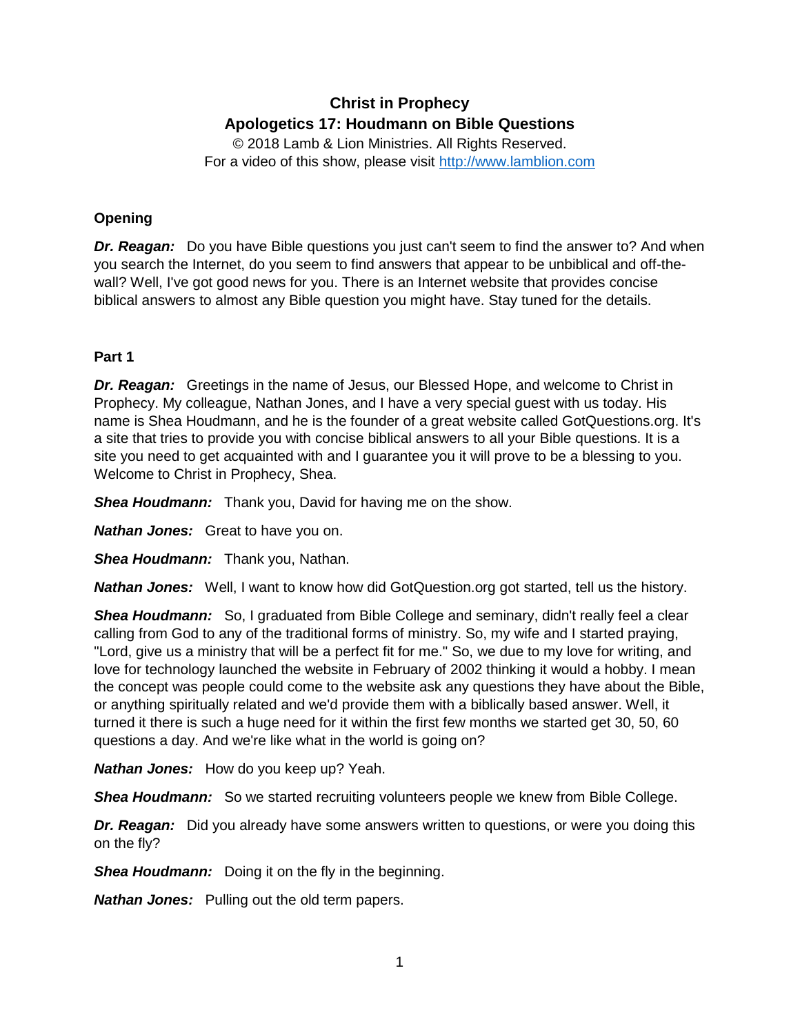# Christ in Prophecy
## Apologetics 17: Houdmann on Bible Questions

© 2018 Lamb & Lion Ministries. All Rights Reserved.
For a video of this show, please visit http://www.lamblion.com

### Opening

***Dr. Reagan:*** Do you have Bible questions you just can't seem to find the answer to? And when you search the Internet, do you seem to find answers that appear to be unbiblical and off-the-wall? Well, I've got good news for you. There is an Internet website that provides concise biblical answers to almost any Bible question you might have. Stay tuned for the details.

### Part 1

***Dr. Reagan:*** Greetings in the name of Jesus, our Blessed Hope, and welcome to Christ in Prophecy. My colleague, Nathan Jones, and I have a very special guest with us today. His name is Shea Houdmann, and he is the founder of a great website called GotQuestions.org. It's a site that tries to provide you with concise biblical answers to all your Bible questions. It is a site you need to get acquainted with and I guarantee you it will prove to be a blessing to you. Welcome to Christ in Prophecy, Shea.

***Shea Houdmann:*** Thank you, David for having me on the show.

***Nathan Jones:*** Great to have you on.

***Shea Houdmann:*** Thank you, Nathan.

***Nathan Jones:*** Well, I want to know how did GotQuestion.org got started, tell us the history.

***Shea Houdmann:*** So, I graduated from Bible College and seminary, didn't really feel a clear calling from God to any of the traditional forms of ministry. So, my wife and I started praying, "Lord, give us a ministry that will be a perfect fit for me." So, we due to my love for writing, and love for technology launched the website in February of 2002 thinking it would a hobby. I mean the concept was people could come to the website ask any questions they have about the Bible, or anything spiritually related and we'd provide them with a biblically based answer. Well, it turned it there is such a huge need for it within the first few months we started get 30, 50, 60 questions a day. And we're like what in the world is going on?

***Nathan Jones:*** How do you keep up? Yeah.

***Shea Houdmann:*** So we started recruiting volunteers people we knew from Bible College.

***Dr. Reagan:*** Did you already have some answers written to questions, or were you doing this on the fly?

***Shea Houdmann:*** Doing it on the fly in the beginning.

***Nathan Jones:*** Pulling out the old term papers.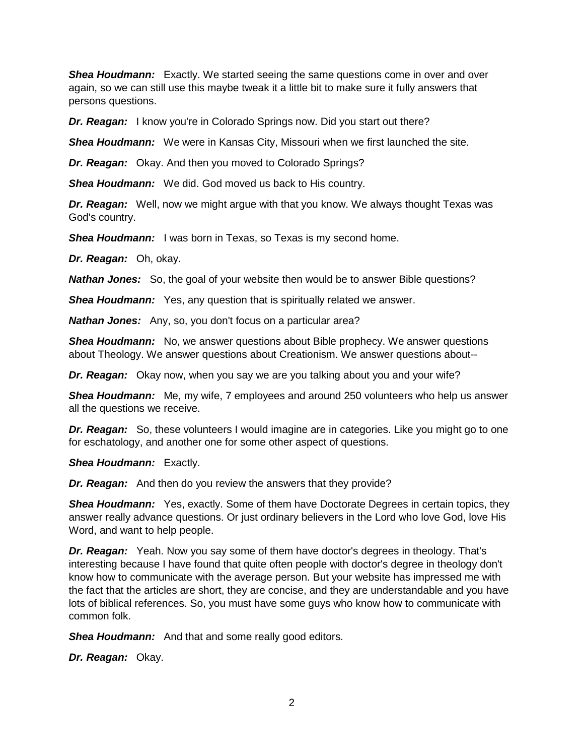***Shea Houdmann:*** Exactly. We started seeing the same questions come in over and over again, so we can still use this maybe tweak it a little bit to make sure it fully answers that persons questions.

***Dr. Reagan:*** I know you're in Colorado Springs now. Did you start out there?

***Shea Houdmann:*** We were in Kansas City, Missouri when we first launched the site.

***Dr. Reagan:*** Okay. And then you moved to Colorado Springs?

***Shea Houdmann:*** We did. God moved us back to His country.

***Dr. Reagan:*** Well, now we might argue with that you know. We always thought Texas was God's country.

***Shea Houdmann:*** I was born in Texas, so Texas is my second home.

***Dr. Reagan:*** Oh, okay.

***Nathan Jones:*** So, the goal of your website then would be to answer Bible questions?

***Shea Houdmann:*** Yes, any question that is spiritually related we answer.

***Nathan Jones:*** Any, so, you don't focus on a particular area?

***Shea Houdmann:*** No, we answer questions about Bible prophecy. We answer questions about Theology. We answer questions about Creationism. We answer questions about--

***Dr. Reagan:*** Okay now, when you say we are you talking about you and your wife?

***Shea Houdmann:*** Me, my wife, 7 employees and around 250 volunteers who help us answer all the questions we receive.

***Dr. Reagan:*** So, these volunteers I would imagine are in categories. Like you might go to one for eschatology, and another one for some other aspect of questions.

***Shea Houdmann:*** Exactly.

***Dr. Reagan:*** And then do you review the answers that they provide?

***Shea Houdmann:*** Yes, exactly. Some of them have Doctorate Degrees in certain topics, they answer really advance questions. Or just ordinary believers in the Lord who love God, love His Word, and want to help people.

***Dr. Reagan:*** Yeah. Now you say some of them have doctor's degrees in theology. That's interesting because I have found that quite often people with doctor's degree in theology don't know how to communicate with the average person. But your website has impressed me with the fact that the articles are short, they are concise, and they are understandable and you have lots of biblical references. So, you must have some guys who know how to communicate with common folk.

***Shea Houdmann:*** And that and some really good editors.

***Dr. Reagan:*** Okay.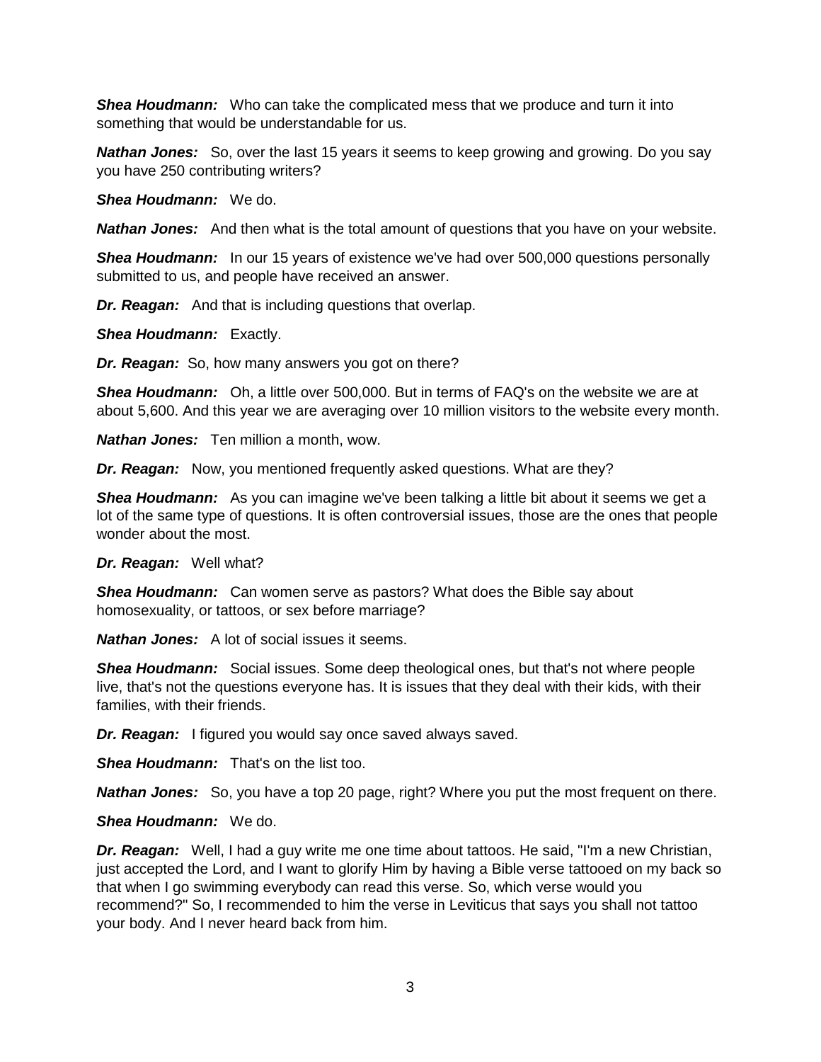***Shea Houdmann:*** Who can take the complicated mess that we produce and turn it into something that would be understandable for us.

***Nathan Jones:*** So, over the last 15 years it seems to keep growing and growing. Do you say you have 250 contributing writers?

***Shea Houdmann:*** We do.

***Nathan Jones:*** And then what is the total amount of questions that you have on your website.

***Shea Houdmann:*** In our 15 years of existence we've had over 500,000 questions personally submitted to us, and people have received an answer.

***Dr. Reagan:*** And that is including questions that overlap.

***Shea Houdmann:*** Exactly.

***Dr. Reagan:*** So, how many answers you got on there?

***Shea Houdmann:*** Oh, a little over 500,000. But in terms of FAQ's on the website we are at about 5,600. And this year we are averaging over 10 million visitors to the website every month.

***Nathan Jones:*** Ten million a month, wow.

***Dr. Reagan:*** Now, you mentioned frequently asked questions. What are they?

***Shea Houdmann:*** As you can imagine we've been talking a little bit about it seems we get a lot of the same type of questions. It is often controversial issues, those are the ones that people wonder about the most.

***Dr. Reagan:*** Well what?

***Shea Houdmann:*** Can women serve as pastors? What does the Bible say about homosexuality, or tattoos, or sex before marriage?

***Nathan Jones:*** A lot of social issues it seems.

***Shea Houdmann:*** Social issues. Some deep theological ones, but that's not where people live, that's not the questions everyone has. It is issues that they deal with their kids, with their families, with their friends.

***Dr. Reagan:*** I figured you would say once saved always saved.

***Shea Houdmann:*** That's on the list too.

***Nathan Jones:*** So, you have a top 20 page, right? Where you put the most frequent on there.

***Shea Houdmann:*** We do.

***Dr. Reagan:*** Well, I had a guy write me one time about tattoos. He said, "I'm a new Christian, just accepted the Lord, and I want to glorify Him by having a Bible verse tattooed on my back so that when I go swimming everybody can read this verse. So, which verse would you recommend?" So, I recommended to him the verse in Leviticus that says you shall not tattoo your body. And I never heard back from him.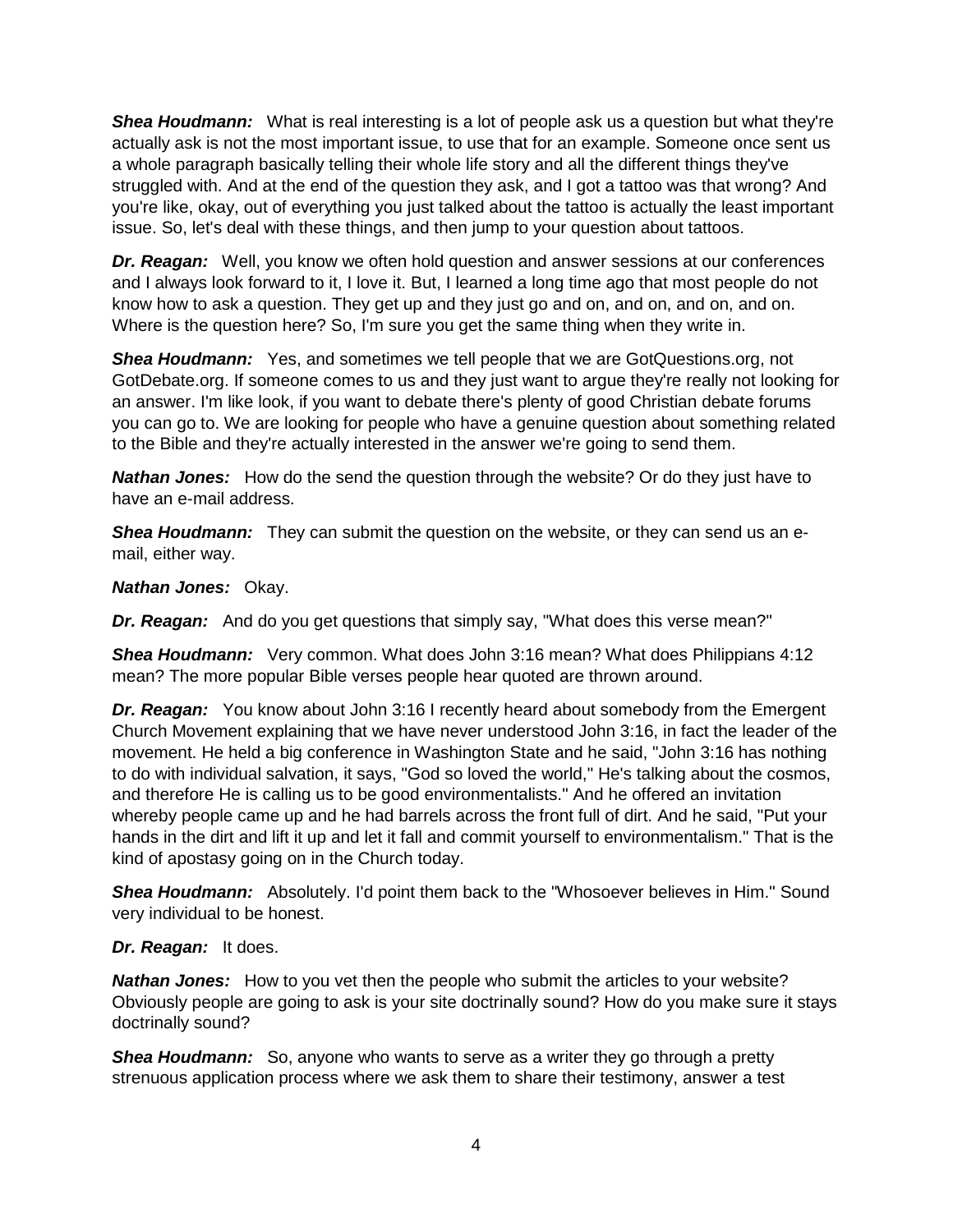***Shea Houdmann:*** What is real interesting is a lot of people ask us a question but what they're actually ask is not the most important issue, to use that for an example. Someone once sent us a whole paragraph basically telling their whole life story and all the different things they've struggled with. And at the end of the question they ask, and I got a tattoo was that wrong? And you're like, okay, out of everything you just talked about the tattoo is actually the least important issue. So, let's deal with these things, and then jump to your question about tattoos.

***Dr. Reagan:*** Well, you know we often hold question and answer sessions at our conferences and I always look forward to it, I love it. But, I learned a long time ago that most people do not know how to ask a question. They get up and they just go and on, and on, and on, and on. Where is the question here? So, I'm sure you get the same thing when they write in.

***Shea Houdmann:*** Yes, and sometimes we tell people that we are GotQuestions.org, not GotDebate.org. If someone comes to us and they just want to argue they're really not looking for an answer. I'm like look, if you want to debate there's plenty of good Christian debate forums you can go to. We are looking for people who have a genuine question about something related to the Bible and they're actually interested in the answer we're going to send them.

***Nathan Jones:*** How do the send the question through the website? Or do they just have to have an e-mail address.

***Shea Houdmann:*** They can submit the question on the website, or they can send us an e-mail, either way.

***Nathan Jones:*** Okay.

***Dr. Reagan:*** And do you get questions that simply say, "What does this verse mean?"

***Shea Houdmann:*** Very common. What does John 3:16 mean? What does Philippians 4:12 mean? The more popular Bible verses people hear quoted are thrown around.

***Dr. Reagan:*** You know about John 3:16 I recently heard about somebody from the Emergent Church Movement explaining that we have never understood John 3:16, in fact the leader of the movement. He held a big conference in Washington State and he said, "John 3:16 has nothing to do with individual salvation, it says, "God so loved the world," He's talking about the cosmos, and therefore He is calling us to be good environmentalists." And he offered an invitation whereby people came up and he had barrels across the front full of dirt. And he said, "Put your hands in the dirt and lift it up and let it fall and commit yourself to environmentalism." That is the kind of apostasy going on in the Church today.

***Shea Houdmann:*** Absolutely. I'd point them back to the "Whosoever believes in Him." Sound very individual to be honest.

***Dr. Reagan:*** It does.

***Nathan Jones:*** How to you vet then the people who submit the articles to your website? Obviously people are going to ask is your site doctrinally sound? How do you make sure it stays doctrinally sound?

***Shea Houdmann:*** So, anyone who wants to serve as a writer they go through a pretty strenuous application process where we ask them to share their testimony, answer a test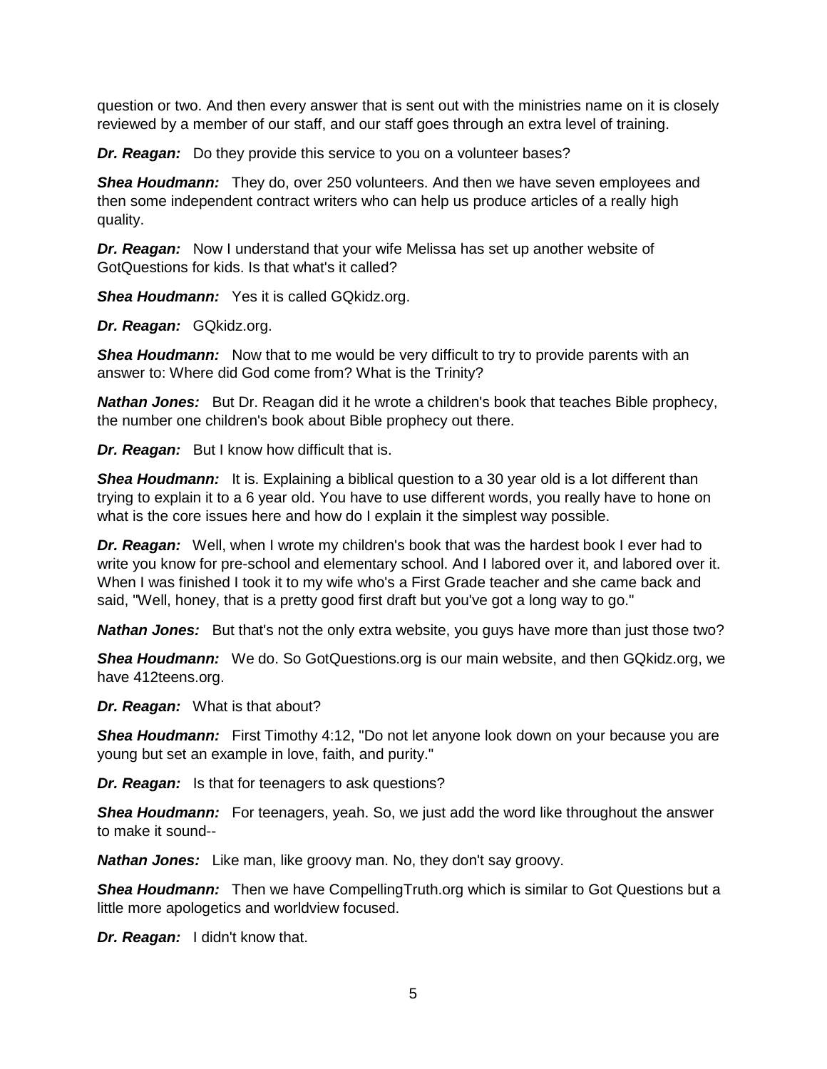question or two. And then every answer that is sent out with the ministries name on it is closely reviewed by a member of our staff, and our staff goes through an extra level of training.

***Dr. Reagan:*** Do they provide this service to you on a volunteer bases?

***Shea Houdmann:*** They do, over 250 volunteers. And then we have seven employees and then some independent contract writers who can help us produce articles of a really high quality.

***Dr. Reagan:*** Now I understand that your wife Melissa has set up another website of GotQuestions for kids. Is that what's it called?

***Shea Houdmann:*** Yes it is called GQkidz.org.

***Dr. Reagan:*** GQkidz.org.

***Shea Houdmann:*** Now that to me would be very difficult to try to provide parents with an answer to: Where did God come from? What is the Trinity?

***Nathan Jones:*** But Dr. Reagan did it he wrote a children's book that teaches Bible prophecy, the number one children's book about Bible prophecy out there.

***Dr. Reagan:*** But I know how difficult that is.

***Shea Houdmann:*** It is. Explaining a biblical question to a 30 year old is a lot different than trying to explain it to a 6 year old. You have to use different words, you really have to hone on what is the core issues here and how do I explain it the simplest way possible.

***Dr. Reagan:*** Well, when I wrote my children's book that was the hardest book I ever had to write you know for pre-school and elementary school. And I labored over it, and labored over it. When I was finished I took it to my wife who's a First Grade teacher and she came back and said, "Well, honey, that is a pretty good first draft but you've got a long way to go."

***Nathan Jones:*** But that's not the only extra website, you guys have more than just those two?

***Shea Houdmann:*** We do. So GotQuestions.org is our main website, and then GQkidz.org, we have 412teens.org.

***Dr. Reagan:*** What is that about?

***Shea Houdmann:*** First Timothy 4:12, "Do not let anyone look down on your because you are young but set an example in love, faith, and purity."

***Dr. Reagan:*** Is that for teenagers to ask questions?

***Shea Houdmann:*** For teenagers, yeah. So, we just add the word like throughout the answer to make it sound--

***Nathan Jones:*** Like man, like groovy man. No, they don't say groovy.

***Shea Houdmann:*** Then we have CompellingTruth.org which is similar to Got Questions but a little more apologetics and worldview focused.

***Dr. Reagan:*** I didn't know that.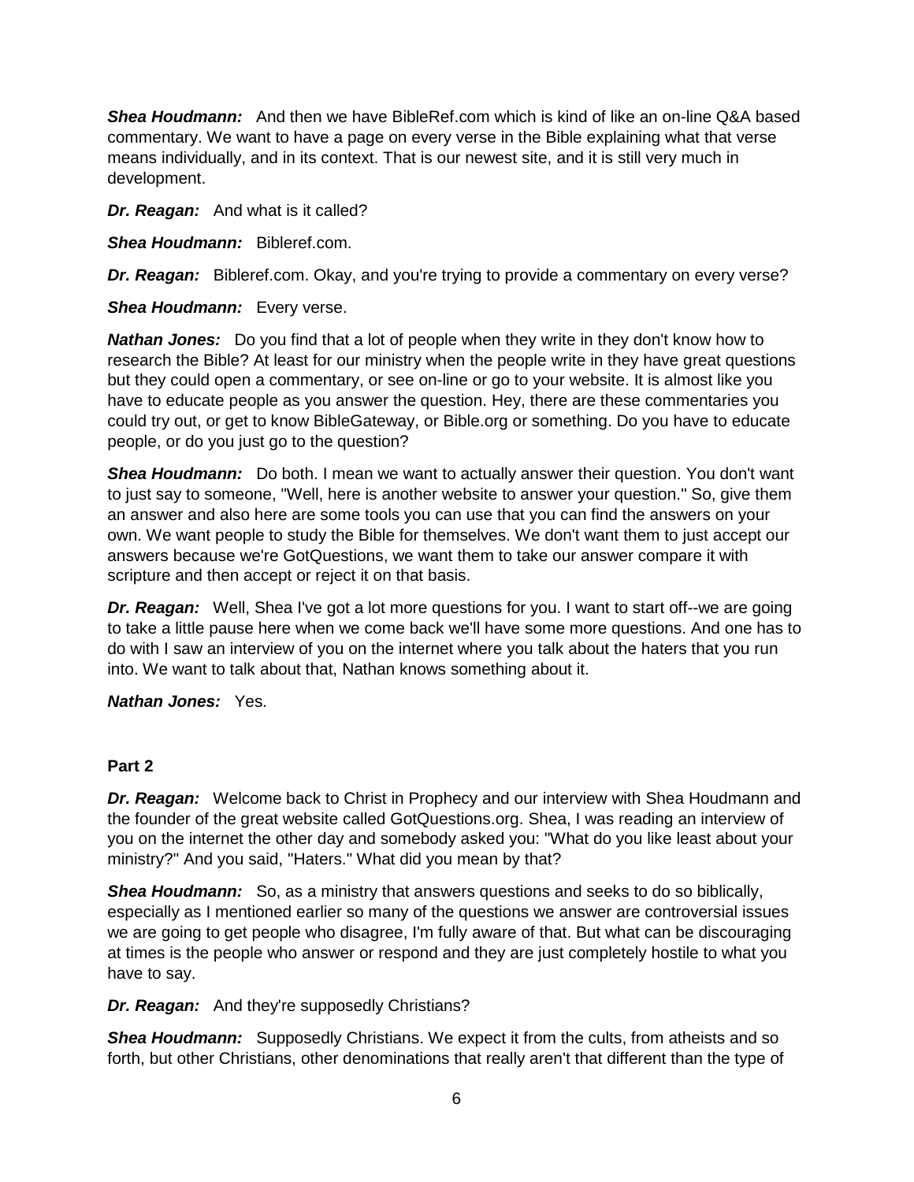***Shea Houdmann:*** And then we have BibleRef.com which is kind of like an on-line Q&A based commentary. We want to have a page on every verse in the Bible explaining what that verse means individually, and in its context. That is our newest site, and it is still very much in development.

***Dr. Reagan:*** And what is it called?

***Shea Houdmann:*** Bibleref.com.

***Dr. Reagan:*** Bibleref.com. Okay, and you're trying to provide a commentary on every verse?

***Shea Houdmann:*** Every verse.

***Nathan Jones:*** Do you find that a lot of people when they write in they don't know how to research the Bible? At least for our ministry when the people write in they have great questions but they could open a commentary, or see on-line or go to your website. It is almost like you have to educate people as you answer the question. Hey, there are these commentaries you could try out, or get to know BibleGateway, or Bible.org or something. Do you have to educate people, or do you just go to the question?

***Shea Houdmann:*** Do both. I mean we want to actually answer their question. You don't want to just say to someone, "Well, here is another website to answer your question." So, give them an answer and also here are some tools you can use that you can find the answers on your own. We want people to study the Bible for themselves. We don't want them to just accept our answers because we're GotQuestions, we want them to take our answer compare it with scripture and then accept or reject it on that basis.

***Dr. Reagan:*** Well, Shea I've got a lot more questions for you. I want to start off--we are going to take a little pause here when we come back we'll have some more questions. And one has to do with I saw an interview of you on the internet where you talk about the haters that you run into. We want to talk about that, Nathan knows something about it.

***Nathan Jones:*** Yes.

**Part 2**

***Dr. Reagan:*** Welcome back to Christ in Prophecy and our interview with Shea Houdmann and the founder of the great website called GotQuestions.org. Shea, I was reading an interview of you on the internet the other day and somebody asked you: "What do you like least about your ministry?" And you said, "Haters." What did you mean by that?

***Shea Houdmann:*** So, as a ministry that answers questions and seeks to do so biblically, especially as I mentioned earlier so many of the questions we answer are controversial issues we are going to get people who disagree, I'm fully aware of that. But what can be discouraging at times is the people who answer or respond and they are just completely hostile to what you have to say.

***Dr. Reagan:*** And they're supposedly Christians?

***Shea Houdmann:*** Supposedly Christians. We expect it from the cults, from atheists and so forth, but other Christians, other denominations that really aren't that different than the type of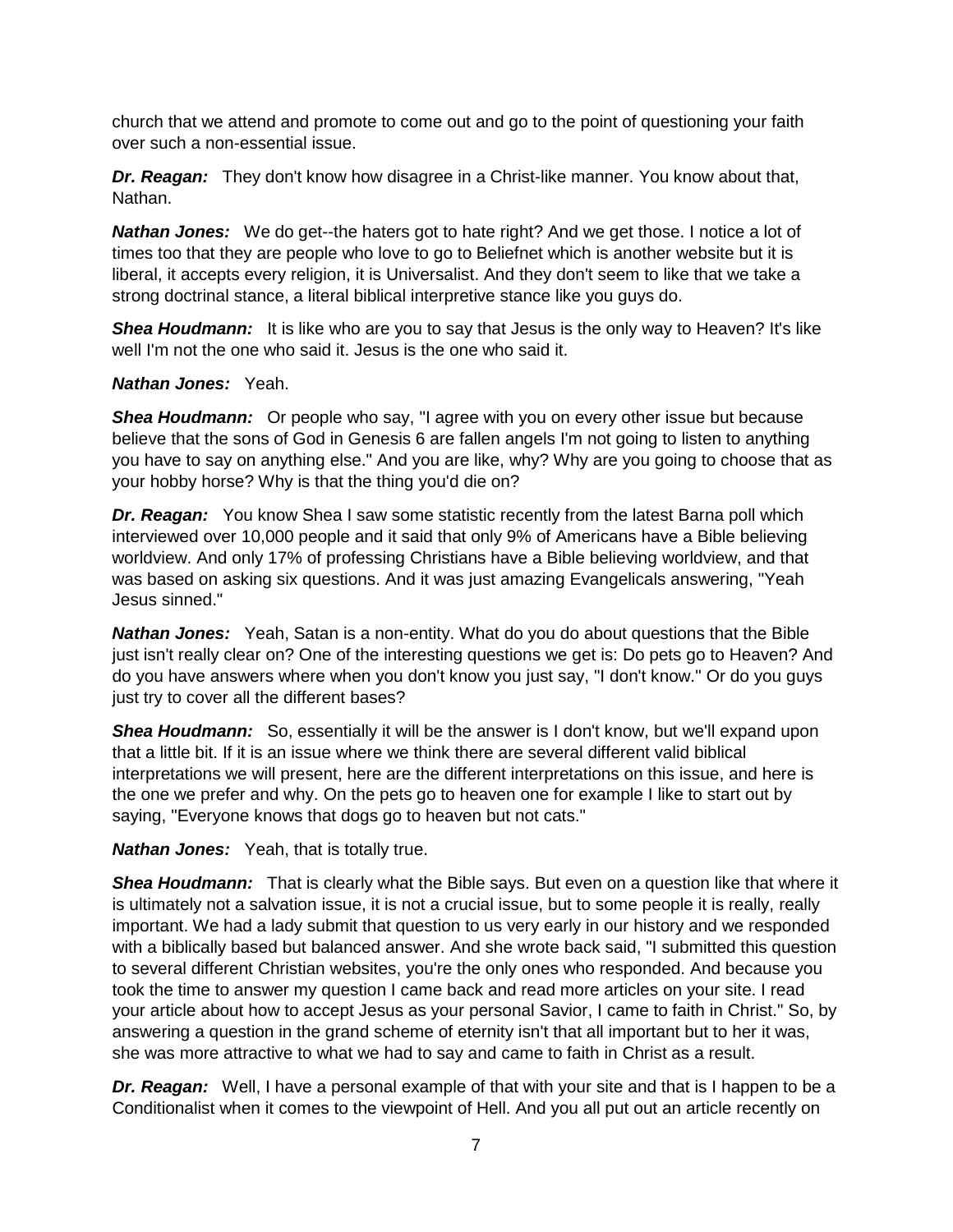church that we attend and promote to come out and go to the point of questioning your faith over such a non-essential issue.

***Dr. Reagan:*** They don't know how disagree in a Christ-like manner. You know about that, Nathan.

***Nathan Jones:*** We do get--the haters got to hate right? And we get those. I notice a lot of times too that they are people who love to go to Beliefnet which is another website but it is liberal, it accepts every religion, it is Universalist. And they don't seem to like that we take a strong doctrinal stance, a literal biblical interpretive stance like you guys do.

***Shea Houdmann:*** It is like who are you to say that Jesus is the only way to Heaven? It's like well I'm not the one who said it. Jesus is the one who said it.

***Nathan Jones:*** Yeah.

***Shea Houdmann:*** Or people who say, "I agree with you on every other issue but because believe that the sons of God in Genesis 6 are fallen angels I'm not going to listen to anything you have to say on anything else." And you are like, why? Why are you going to choose that as your hobby horse? Why is that the thing you'd die on?

***Dr. Reagan:*** You know Shea I saw some statistic recently from the latest Barna poll which interviewed over 10,000 people and it said that only 9% of Americans have a Bible believing worldview. And only 17% of professing Christians have a Bible believing worldview, and that was based on asking six questions. And it was just amazing Evangelicals answering, "Yeah Jesus sinned."

***Nathan Jones:*** Yeah, Satan is a non-entity. What do you do about questions that the Bible just isn't really clear on? One of the interesting questions we get is: Do pets go to Heaven? And do you have answers where when you don't know you just say, "I don't know." Or do you guys just try to cover all the different bases?

***Shea Houdmann:*** So, essentially it will be the answer is I don't know, but we'll expand upon that a little bit. If it is an issue where we think there are several different valid biblical interpretations we will present, here are the different interpretations on this issue, and here is the one we prefer and why. On the pets go to heaven one for example I like to start out by saying, "Everyone knows that dogs go to heaven but not cats."

***Nathan Jones:*** Yeah, that is totally true.

***Shea Houdmann:*** That is clearly what the Bible says. But even on a question like that where it is ultimately not a salvation issue, it is not a crucial issue, but to some people it is really, really important. We had a lady submit that question to us very early in our history and we responded with a biblically based but balanced answer. And she wrote back said, "I submitted this question to several different Christian websites, you're the only ones who responded. And because you took the time to answer my question I came back and read more articles on your site. I read your article about how to accept Jesus as your personal Savior, I came to faith in Christ." So, by answering a question in the grand scheme of eternity isn't that all important but to her it was, she was more attractive to what we had to say and came to faith in Christ as a result.

***Dr. Reagan:*** Well, I have a personal example of that with your site and that is I happen to be a Conditionalist when it comes to the viewpoint of Hell. And you all put out an article recently on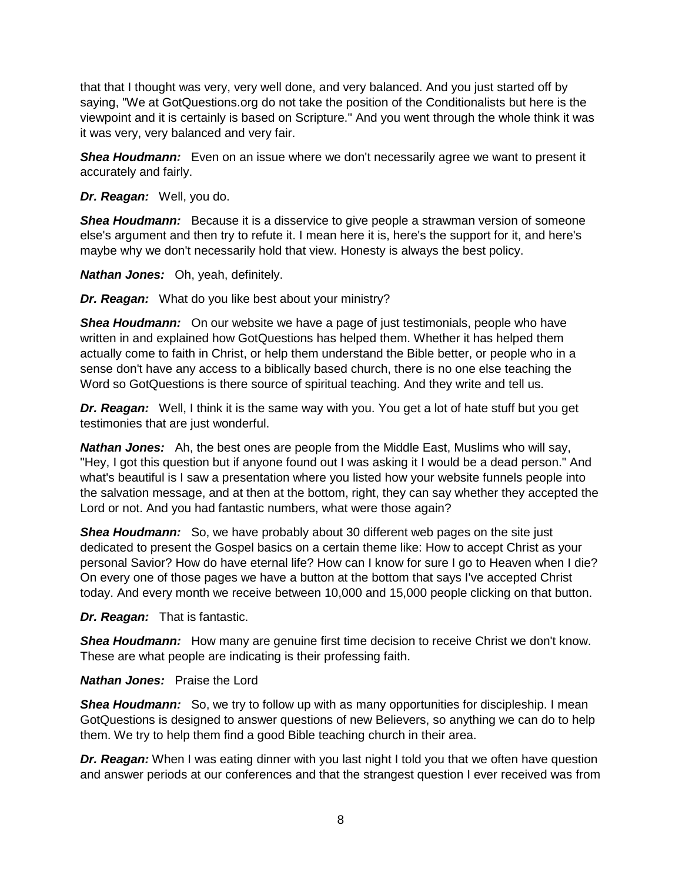that that I thought was very, very well done, and very balanced. And you just started off by saying, "We at GotQuestions.org do not take the position of the Conditionalists but here is the viewpoint and it is certainly is based on Scripture." And you went through the whole think it was it was very, very balanced and very fair.

***Shea Houdmann:*** Even on an issue where we don't necessarily agree we want to present it accurately and fairly.

***Dr. Reagan:*** Well, you do.

***Shea Houdmann:*** Because it is a disservice to give people a strawman version of someone else's argument and then try to refute it. I mean here it is, here's the support for it, and here's maybe why we don't necessarily hold that view. Honesty is always the best policy.

***Nathan Jones:*** Oh, yeah, definitely.

***Dr. Reagan:*** What do you like best about your ministry?

***Shea Houdmann:*** On our website we have a page of just testimonials, people who have written in and explained how GotQuestions has helped them. Whether it has helped them actually come to faith in Christ, or help them understand the Bible better, or people who in a sense don't have any access to a biblically based church, there is no one else teaching the Word so GotQuestions is there source of spiritual teaching. And they write and tell us.

***Dr. Reagan:*** Well, I think it is the same way with you. You get a lot of hate stuff but you get testimonies that are just wonderful.

***Nathan Jones:*** Ah, the best ones are people from the Middle East, Muslims who will say, "Hey, I got this question but if anyone found out I was asking it I would be a dead person." And what's beautiful is I saw a presentation where you listed how your website funnels people into the salvation message, and at then at the bottom, right, they can say whether they accepted the Lord or not. And you had fantastic numbers, what were those again?

***Shea Houdmann:*** So, we have probably about 30 different web pages on the site just dedicated to present the Gospel basics on a certain theme like: How to accept Christ as your personal Savior? How do have eternal life? How can I know for sure I go to Heaven when I die? On every one of those pages we have a button at the bottom that says I've accepted Christ today. And every month we receive between 10,000 and 15,000 people clicking on that button.

***Dr. Reagan:*** That is fantastic.

***Shea Houdmann:*** How many are genuine first time decision to receive Christ we don't know. These are what people are indicating is their professing faith.

***Nathan Jones:*** Praise the Lord

***Shea Houdmann:*** So, we try to follow up with as many opportunities for discipleship. I mean GotQuestions is designed to answer questions of new Believers, so anything we can do to help them. We try to help them find a good Bible teaching church in their area.

***Dr. Reagan:*** When I was eating dinner with you last night I told you that we often have question and answer periods at our conferences and that the strangest question I ever received was from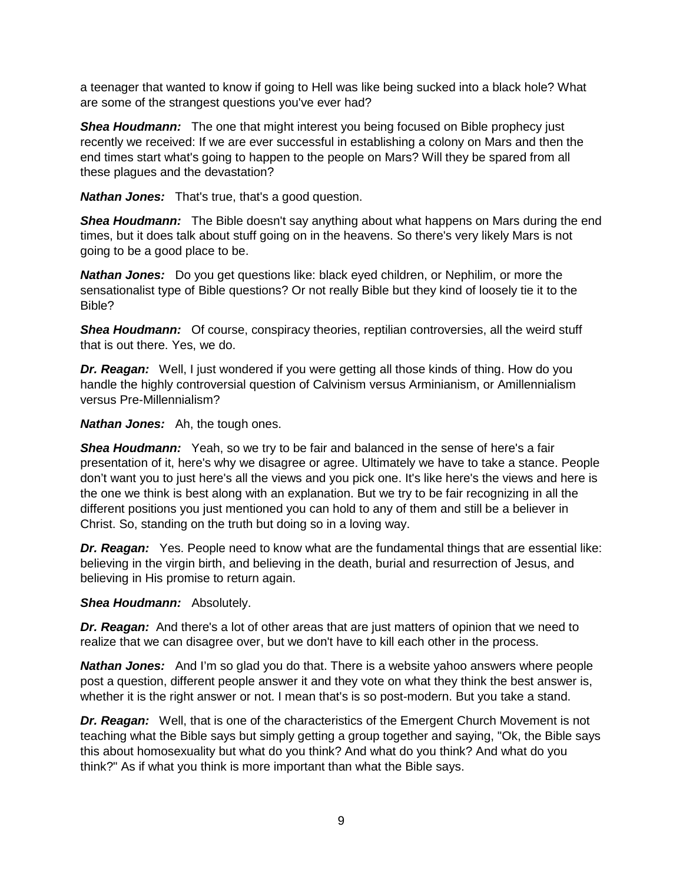a teenager that wanted to know if going to Hell was like being sucked into a black hole? What are some of the strangest questions you've ever had?

***Shea Houdmann:*** The one that might interest you being focused on Bible prophecy just recently we received: If we are ever successful in establishing a colony on Mars and then the end times start what's going to happen to the people on Mars? Will they be spared from all these plagues and the devastation?

***Nathan Jones:*** That's true, that's a good question.

***Shea Houdmann:*** The Bible doesn't say anything about what happens on Mars during the end times, but it does talk about stuff going on in the heavens. So there's very likely Mars is not going to be a good place to be.

***Nathan Jones:*** Do you get questions like: black eyed children, or Nephilim, or more the sensationalist type of Bible questions? Or not really Bible but they kind of loosely tie it to the Bible?

***Shea Houdmann:*** Of course, conspiracy theories, reptilian controversies, all the weird stuff that is out there. Yes, we do.

***Dr. Reagan:*** Well, I just wondered if you were getting all those kinds of thing. How do you handle the highly controversial question of Calvinism versus Arminianism, or Amillennialism versus Pre-Millennialism?

***Nathan Jones:*** Ah, the tough ones.

***Shea Houdmann:*** Yeah, so we try to be fair and balanced in the sense of here's a fair presentation of it, here's why we disagree or agree. Ultimately we have to take a stance. People don't want you to just here's all the views and you pick one. It's like here's the views and here is the one we think is best along with an explanation. But we try to be fair recognizing in all the different positions you just mentioned you can hold to any of them and still be a believer in Christ. So, standing on the truth but doing so in a loving way.

***Dr. Reagan:*** Yes. People need to know what are the fundamental things that are essential like: believing in the virgin birth, and believing in the death, burial and resurrection of Jesus, and believing in His promise to return again.

***Shea Houdmann:*** Absolutely.

***Dr. Reagan:*** And there's a lot of other areas that are just matters of opinion that we need to realize that we can disagree over, but we don't have to kill each other in the process.

***Nathan Jones:*** And I'm so glad you do that. There is a website yahoo answers where people post a question, different people answer it and they vote on what they think the best answer is, whether it is the right answer or not. I mean that's is so post-modern. But you take a stand.

***Dr. Reagan:*** Well, that is one of the characteristics of the Emergent Church Movement is not teaching what the Bible says but simply getting a group together and saying, "Ok, the Bible says this about homosexuality but what do you think? And what do you think? And what do you think?" As if what you think is more important than what the Bible says.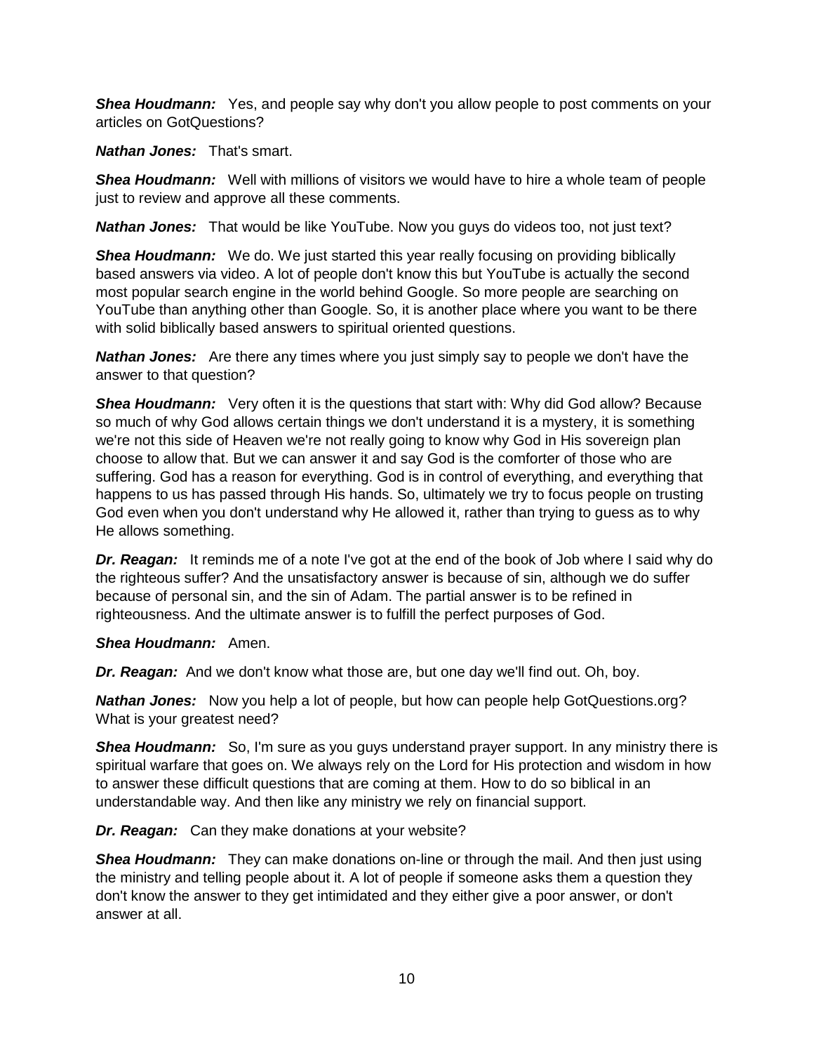***Shea Houdmann:*** Yes, and people say why don't you allow people to post comments on your articles on GotQuestions?

***Nathan Jones:*** That's smart.

***Shea Houdmann:*** Well with millions of visitors we would have to hire a whole team of people just to review and approve all these comments.

***Nathan Jones:*** That would be like YouTube. Now you guys do videos too, not just text?

***Shea Houdmann:*** We do. We just started this year really focusing on providing biblically based answers via video. A lot of people don't know this but YouTube is actually the second most popular search engine in the world behind Google. So more people are searching on YouTube than anything other than Google. So, it is another place where you want to be there with solid biblically based answers to spiritual oriented questions.

***Nathan Jones:*** Are there any times where you just simply say to people we don't have the answer to that question?

***Shea Houdmann:*** Very often it is the questions that start with: Why did God allow? Because so much of why God allows certain things we don't understand it is a mystery, it is something we're not this side of Heaven we're not really going to know why God in His sovereign plan choose to allow that. But we can answer it and say God is the comforter of those who are suffering. God has a reason for everything. God is in control of everything, and everything that happens to us has passed through His hands. So, ultimately we try to focus people on trusting God even when you don't understand why He allowed it, rather than trying to guess as to why He allows something.

***Dr. Reagan:*** It reminds me of a note I've got at the end of the book of Job where I said why do the righteous suffer? And the unsatisfactory answer is because of sin, although we do suffer because of personal sin, and the sin of Adam. The partial answer is to be refined in righteousness. And the ultimate answer is to fulfill the perfect purposes of God.

***Shea Houdmann:*** Amen.

***Dr. Reagan:*** And we don't know what those are, but one day we'll find out. Oh, boy.

***Nathan Jones:*** Now you help a lot of people, but how can people help GotQuestions.org? What is your greatest need?

***Shea Houdmann:*** So, I'm sure as you guys understand prayer support. In any ministry there is spiritual warfare that goes on. We always rely on the Lord for His protection and wisdom in how to answer these difficult questions that are coming at them. How to do so biblical in an understandable way. And then like any ministry we rely on financial support.

***Dr. Reagan:*** Can they make donations at your website?

***Shea Houdmann:*** They can make donations on-line or through the mail. And then just using the ministry and telling people about it. A lot of people if someone asks them a question they don't know the answer to they get intimidated and they either give a poor answer, or don't answer at all.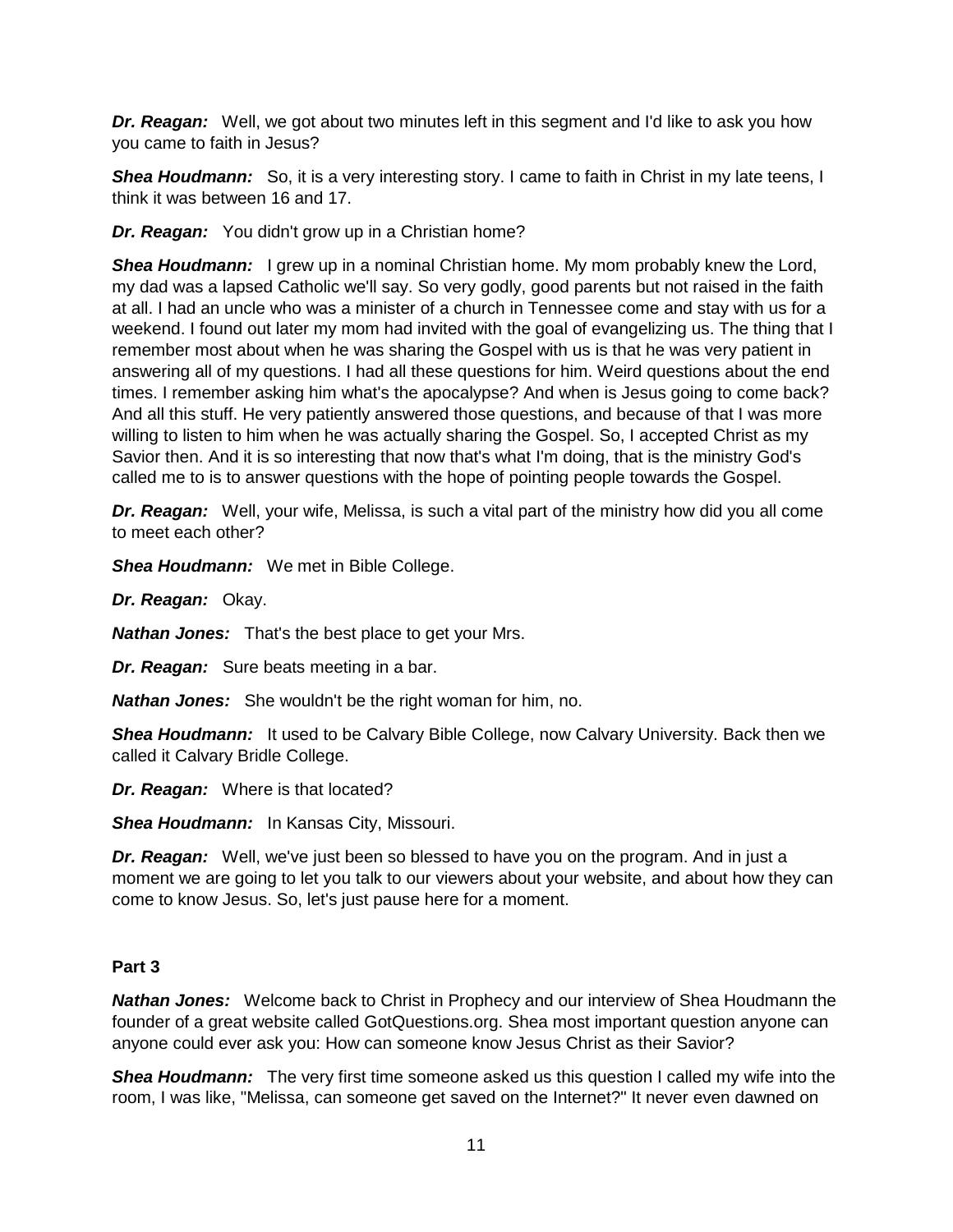***Dr. Reagan:*** Well, we got about two minutes left in this segment and I'd like to ask you how you came to faith in Jesus?

***Shea Houdmann:*** So, it is a very interesting story. I came to faith in Christ in my late teens, I think it was between 16 and 17.

***Dr. Reagan:*** You didn't grow up in a Christian home?

***Shea Houdmann:*** I grew up in a nominal Christian home. My mom probably knew the Lord, my dad was a lapsed Catholic we'll say. So very godly, good parents but not raised in the faith at all. I had an uncle who was a minister of a church in Tennessee come and stay with us for a weekend. I found out later my mom had invited with the goal of evangelizing us. The thing that I remember most about when he was sharing the Gospel with us is that he was very patient in answering all of my questions. I had all these questions for him. Weird questions about the end times. I remember asking him what's the apocalypse? And when is Jesus going to come back? And all this stuff. He very patiently answered those questions, and because of that I was more willing to listen to him when he was actually sharing the Gospel. So, I accepted Christ as my Savior then. And it is so interesting that now that's what I'm doing, that is the ministry God's called me to is to answer questions with the hope of pointing people towards the Gospel.

***Dr. Reagan:*** Well, your wife, Melissa, is such a vital part of the ministry how did you all come to meet each other?

***Shea Houdmann:*** We met in Bible College.

***Dr. Reagan:*** Okay.

***Nathan Jones:*** That's the best place to get your Mrs.

***Dr. Reagan:*** Sure beats meeting in a bar.

***Nathan Jones:*** She wouldn't be the right woman for him, no.

***Shea Houdmann:*** It used to be Calvary Bible College, now Calvary University. Back then we called it Calvary Bridle College.

***Dr. Reagan:*** Where is that located?

***Shea Houdmann:*** In Kansas City, Missouri.

***Dr. Reagan:*** Well, we've just been so blessed to have you on the program. And in just a moment we are going to let you talk to our viewers about your website, and about how they can come to know Jesus. So, let's just pause here for a moment.

**Part 3**

***Nathan Jones:*** Welcome back to Christ in Prophecy and our interview of Shea Houdmann the founder of a great website called GotQuestions.org. Shea most important question anyone can anyone could ever ask you: How can someone know Jesus Christ as their Savior?

***Shea Houdmann:*** The very first time someone asked us this question I called my wife into the room, I was like, "Melissa, can someone get saved on the Internet?" It never even dawned on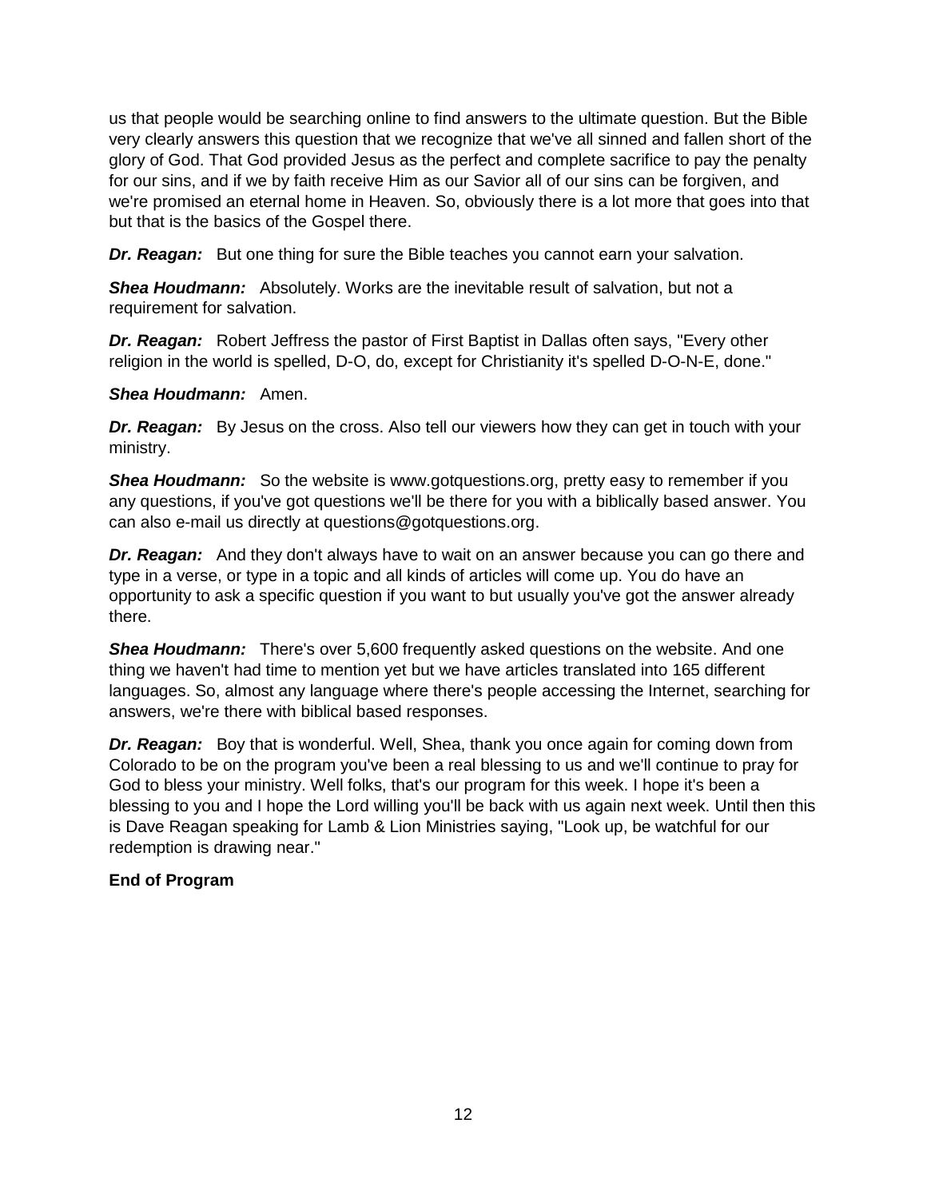us that people would be searching online to find answers to the ultimate question. But the Bible very clearly answers this question that we recognize that we've all sinned and fallen short of the glory of God. That God provided Jesus as the perfect and complete sacrifice to pay the penalty for our sins, and if we by faith receive Him as our Savior all of our sins can be forgiven, and we're promised an eternal home in Heaven. So, obviously there is a lot more that goes into that but that is the basics of the Gospel there.

***Dr. Reagan:*** But one thing for sure the Bible teaches you cannot earn your salvation.

***Shea Houdmann:*** Absolutely. Works are the inevitable result of salvation, but not a requirement for salvation.

***Dr. Reagan:*** Robert Jeffress the pastor of First Baptist in Dallas often says, "Every other religion in the world is spelled, D-O, do, except for Christianity it's spelled D-O-N-E, done."

***Shea Houdmann:*** Amen.

***Dr. Reagan:*** By Jesus on the cross. Also tell our viewers how they can get in touch with your ministry.

***Shea Houdmann:*** So the website is www.gotquestions.org, pretty easy to remember if you any questions, if you've got questions we'll be there for you with a biblically based answer. You can also e-mail us directly at questions@gotquestions.org.

***Dr. Reagan:*** And they don't always have to wait on an answer because you can go there and type in a verse, or type in a topic and all kinds of articles will come up. You do have an opportunity to ask a specific question if you want to but usually you've got the answer already there.

***Shea Houdmann:*** There's over 5,600 frequently asked questions on the website. And one thing we haven't had time to mention yet but we have articles translated into 165 different languages. So, almost any language where there's people accessing the Internet, searching for answers, we're there with biblical based responses.

***Dr. Reagan:*** Boy that is wonderful. Well, Shea, thank you once again for coming down from Colorado to be on the program you've been a real blessing to us and we'll continue to pray for God to bless your ministry. Well folks, that's our program for this week. I hope it's been a blessing to you and I hope the Lord willing you'll be back with us again next week. Until then this is Dave Reagan speaking for Lamb & Lion Ministries saying, "Look up, be watchful for our redemption is drawing near."

**End of Program**